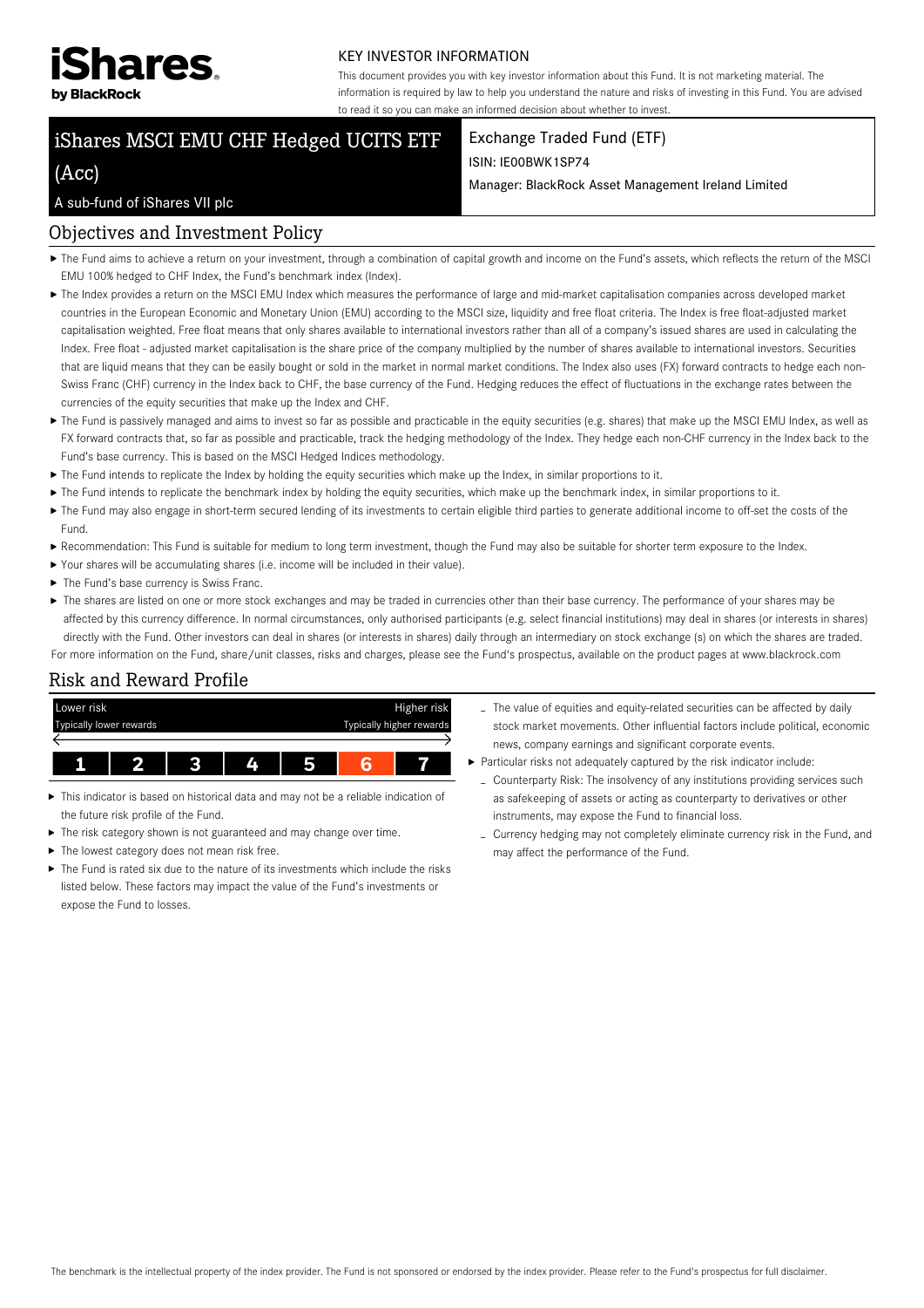iShares by BlackRock

KEY INVESTOR INFORMATION

This document provides you with key investor information about this Fund. It is not marketing material. The information is required by law to help you understand the nature and risks of investing in this Fund. You are advised to read it so you can make an informed decision about whether to invest.

# iShares MSCI EMU CHF Hedged UCITS ETF (Acc)

A sub-fund of iShares VII plc

Exchange Traded Fund (ETF)

ISIN: IE00BWK1SP74

Manager: BlackRock Asset Management Ireland Limited

## Objectives and Investment Policy

- The Fund aims to achieve a return on your investment, through a combination of capital growth and income on the Fund's assets, which reflects the return of the MSCI EMU 100% hedged to CHF Index, the Fund's benchmark index (Index).
- The Index provides a return on the MSCI EMU Index which measures the performance of large and mid-market capitalisation companies across developed market countries in the European Economic and Monetary Union (EMU) according to the MSCI size, liquidity and free float criteria. The Index is free float-adjusted market capitalisation weighted. Free float means that only shares available to international investors rather than all of a company's issued shares are used in calculating the Index. Free float - adjusted market capitalisation is the share price of the company multiplied by the number of shares available to international investors. Securities that are liquid means that they can be easily bought or sold in the market in normal market conditions. The Index also uses (FX) forward contracts to hedge each non-Swiss Franc (CHF) currency in the Index back to CHF, the base currency of the Fund. Hedging reduces the effect of fluctuations in the exchange rates between the currencies of the equity securities that make up the Index and CHF.
- The Fund is passively managed and aims to invest so far as possible and practicable in the equity securities (e.g. shares) that make up the MSCI EMU Index, as well as FX forward contracts that, so far as possible and practicable, track the hedging methodology of the Index. They hedge each non-CHF currency in the Index back to the Fund's base currency. This is based on the MSCI Hedged Indices methodology.
- The Fund intends to replicate the Index by holding the equity securities which make up the Index, in similar proportions to it.
- The Fund intends to replicate the benchmark index by holding the equity securities, which make up the benchmark index, in similar proportions to it.
- The Fund may also engage in short-term secured lending of its investments to certain eligible third parties to generate additional income to off-set the costs of the Fund.
- Recommendation: This Fund is suitable for medium to long term investment, though the Fund may also be suitable for shorter term exposure to the Index.
- Your shares will be accumulating shares (i.e. income will be included in their value).
- The Fund's base currency is Swiss Franc.
- The shares are listed on one or more stock exchanges and may be traded in currencies other than their base currency. The performance of your shares may be affected by this currency difference. In normal circumstances, only authorised participants (e.g. select financial institutions) may deal in shares (or interests in shares) directly with the Fund. Other investors can deal in shares (or interests in shares) daily through an intermediary on stock exchange (s) on which the shares are traded.

For more information on the Fund, share/unit classes, risks and charges, please see the Fund's prospectus, available on the product pages at www.blackrock.com

## Risk and Reward Profile

| Lower risk | | | | | | Higher risk |
|---|---|---|---|---|---|---|
| Typically lower rewards | | | | | | Typically higher rewards |
| 1 | 2 | 3 | 4 | 5 | **6** | 7 |

- This indicator is based on historical data and may not be a reliable indication of the future risk profile of the Fund.
- The risk category shown is not guaranteed and may change over time.
- The lowest category does not mean risk free.
- The Fund is rated six due to the nature of its investments which include the risks listed below. These factors may impact the value of the Fund's investments or expose the Fund to losses.
  - The value of equities and equity-related securities can be affected by daily stock market movements. Other influential factors include political, economic news, company earnings and significant corporate events.
- Particular risks not adequately captured by the risk indicator include:
  - Counterparty Risk: The insolvency of any institutions providing services such as safekeeping of assets or acting as counterparty to derivatives or other instruments, may expose the Fund to financial loss.
  - Currency hedging may not completely eliminate currency risk in the Fund, and may affect the performance of the Fund.

The benchmark is the intellectual property of the index provider. The Fund is not sponsored or endorsed by the index provider. Please refer to the Fund's prospectus for full disclaimer.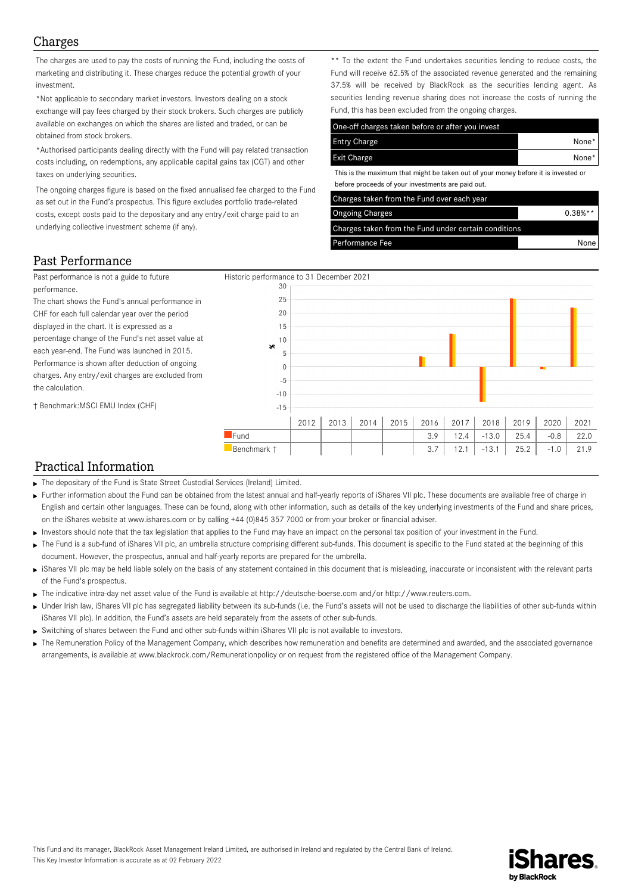## Charges

The charges are used to pay the costs of running the Fund, including the costs of marketing and distributing it. These charges reduce the potential growth of your investment.

*Not applicable to secondary market investors. Investors dealing on a stock exchange will pay fees charged by their stock brokers. Such charges are publicly available on exchanges on which the shares are listed and traded, or can be obtained from stock brokers.

*Authorised participants dealing directly with the Fund will pay related transaction costs including, on redemptions, any applicable capital gains tax (CGT) and other taxes on underlying securities.

The ongoing charges figure is based on the fixed annualised fee charged to the Fund as set out in the Fund's prospectus. This figure excludes portfolio trade-related costs, except costs paid to the depositary and any entry/exit charge paid to an underlying collective investment scheme (if any).

** To the extent the Fund undertakes securities lending to reduce costs, the Fund will receive 62.5% of the associated revenue generated and the remaining 37.5% will be received by BlackRock as the securities lending agent. As securities lending revenue sharing does not increase the costs of running the Fund, this has been excluded from the ongoing charges.

| One-off charges taken before or after you invest | |
|---|---|
| Entry Charge | None* |
| Exit Charge | None* |

This is the maximum that might be taken out of your money before it is invested or before proceeds of your investments are paid out.

| Charges taken from the Fund over each year | |
|---|---|
| Ongoing Charges | 0.38%** |
| **Charges taken from the Fund under certain conditions** | |
| Performance Fee | None |

## Past Performance

Past performance is not a guide to future performance.

The chart shows the Fund's annual performance in CHF for each full calendar year over the period displayed in the chart. It is expressed as a percentage change of the Fund's net asset value at each year-end. The Fund was launched in 2015.

Performance is shown after deduction of ongoing charges. Any entry/exit charges are excluded from the calculation.

† Benchmark:MSCI EMU Index (CHF)

Historic performance to 31 December 2021

30
25
20
15
10
5
0
-5
-10
-15

%

| | 2012 | 2013 | 2014 | 2015 | 2016 | 2017 | 2018 | 2019 | 2020 | 2021 |
|---|---|---|---|---|---|---|---|---|---|---|
| Fund | | | | | 3.9 | 12.4 | -13.0 | 25.4 | -0.8 | 22.0 |
| Benchmark † | | | | | 3.7 | 12.1 | -13.1 | 25.2 | -1.0 | 21.9 |

## Practical Information

- The depositary of the Fund is State Street Custodial Services (Ireland) Limited.
- Further information about the Fund can be obtained from the latest annual and half-yearly reports of iShares VII plc. These documents are available free of charge in English and certain other languages. These can be found, along with other information, such as details of the key underlying investments of the Fund and share prices, on the iShares website at www.ishares.com or by calling +44 (0)845 357 7000 or from your broker or financial adviser.
- Investors should note that the tax legislation that applies to the Fund may have an impact on the personal tax position of your investment in the Fund.
- The Fund is a sub-fund of iShares VII plc, an umbrella structure comprising different sub-funds. This document is specific to the Fund stated at the beginning of this document. However, the prospectus, annual and half-yearly reports are prepared for the umbrella.
- iShares VII plc may be held liable solely on the basis of any statement contained in this document that is misleading, inaccurate or inconsistent with the relevant parts of the Fund's prospectus.
- The indicative intra-day net asset value of the Fund is available at http://deutsche-boerse.com and/or http://www.reuters.com.
- Under Irish law, iShares VII plc has segregated liability between its sub-funds (i.e. the Fund's assets will not be used to discharge the liabilities of other sub-funds within iShares VII plc). In addition, the Fund's assets are held separately from the assets of other sub-funds.
- Switching of shares between the Fund and other sub-funds within iShares VII plc is not available to investors.
- The Remuneration Policy of the Management Company, which describes how remuneration and benefits are determined and awarded, and the associated governance arrangements, is available at www.blackrock.com/Remunerationpolicy or on request from the registered office of the Management Company.

This Fund and its manager, BlackRock Asset Management Ireland Limited, are authorised in Ireland and regulated by the Central Bank of Ireland.
This Key Investor Information is accurate as at 02 February 2022

iShares by BlackRock